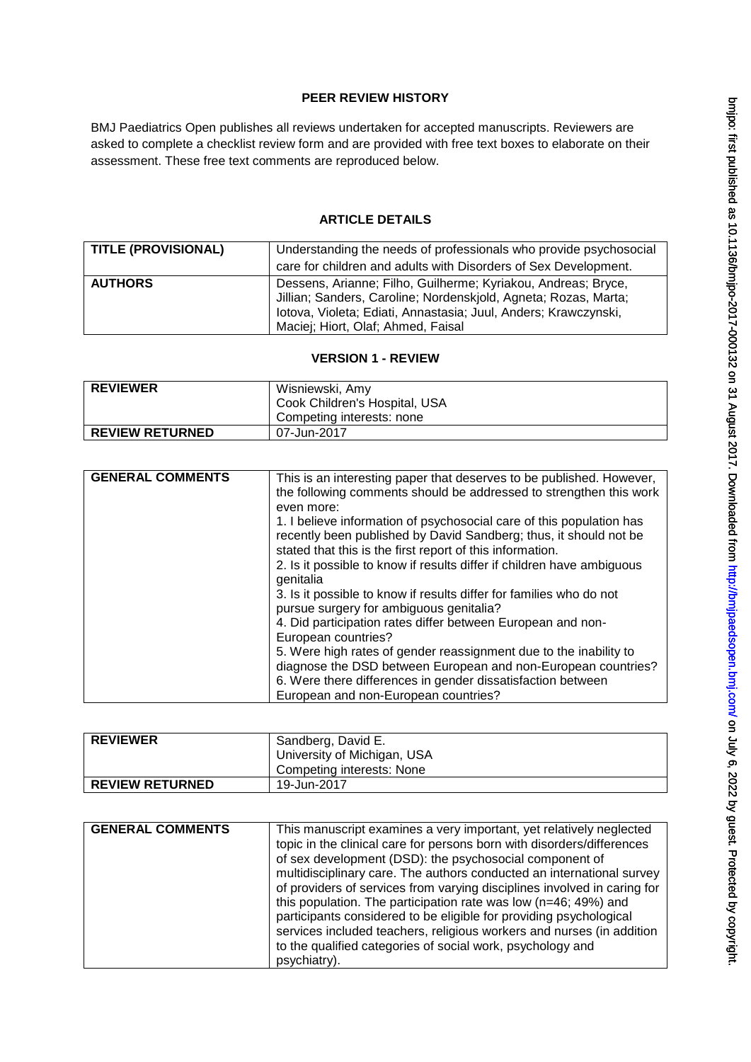## PEER REVIEW HISTORY

BMJ Paediatrics Open publishes all reviews undertaken for accepted manuscripts. Reviewers are asked to complete a checklist review form and are provided with free text boxes to elaborate on their assessment. These free text comments are reproduced below.

## ARTICLE DETAILS

| | |
|---|---|
| **TITLE (PROVISIONAL)** | Understanding the needs of professionals who provide psychosocial care for children and adults with Disorders of Sex Development. |
| **AUTHORS** | Dessens, Arianne; Filho, Guilherme; Kyriakou, Andreas; Bryce, Jillian; Sanders, Caroline; Nordenskjold, Agneta; Rozas, Marta; Iotova, Violeta; Ediati, Annastasia; Juul, Anders; Krawczynski, Maciej; Hiort, Olaf; Ahmed, Faisal |

## VERSION 1 - REVIEW

| | |
|---|---|
| **REVIEWER** | Wisniewski, Amy<br>Cook Children's Hospital, USA<br>Competing interests: none |
| **REVIEW RETURNED** | 07-Jun-2017 |

| | |
|---|---|
| **GENERAL COMMENTS** | This is an interesting paper that deserves to be published. However, the following comments should be addressed to strengthen this work even more:<br>1. I believe information of psychosocial care of this population has recently been published by David Sandberg; thus, it should not be stated that this is the first report of this information.<br>2. Is it possible to know if results differ if children have ambiguous genitalia<br>3. Is it possible to know if results differ for families who do not pursue surgery for ambiguous genitalia?<br>4. Did participation rates differ between European and non-European countries?<br>5. Were high rates of gender reassignment due to the inability to diagnose the DSD between European and non-European countries?<br>6. Were there differences in gender dissatisfaction between European and non-European countries? |

| | |
|---|---|
| **REVIEWER** | Sandberg, David E.<br>University of Michigan, USA<br>Competing interests: None |
| **REVIEW RETURNED** | 19-Jun-2017 |

| | |
|---|---|
| **GENERAL COMMENTS** | This manuscript examines a very important, yet relatively neglected topic in the clinical care for persons born with disorders/differences of sex development (DSD): the psychosocial component of multidisciplinary care. The authors conducted an international survey of providers of services from varying disciplines involved in caring for this population. The participation rate was low (n=46; 49%) and participants considered to be eligible for providing psychological services included teachers, religious workers and nurses (in addition to the qualified categories of social work, psychology and psychiatry). |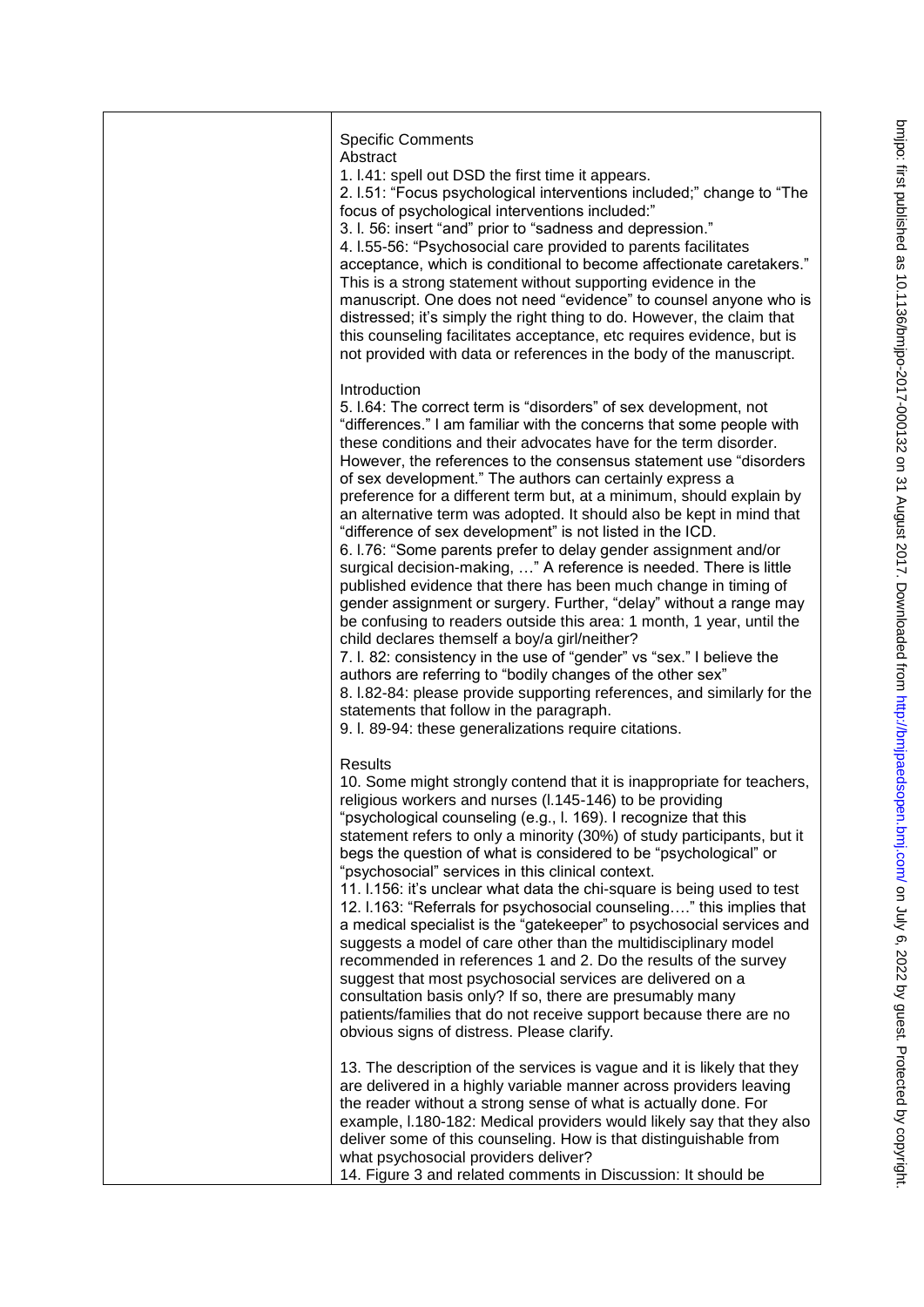Specific Comments

Abstract

1. l.41: spell out DSD the first time it appears.
2. l.51: "Focus psychological interventions included;" change to "The focus of psychological interventions included:"
3. l. 56: insert "and" prior to "sadness and depression."
4. l.55-56: "Psychosocial care provided to parents facilitates acceptance, which is conditional to become affectionate caretakers." This is a strong statement without supporting evidence in the manuscript. One does not need "evidence" to counsel anyone who is distressed; it's simply the right thing to do. However, the claim that this counseling facilitates acceptance, etc requires evidence, but is not provided with data or references in the body of the manuscript.

Introduction

5. l.64: The correct term is "disorders" of sex development, not "differences." I am familiar with the concerns that some people with these conditions and their advocates have for the term disorder. However, the references to the consensus statement use "disorders of sex development." The authors can certainly express a preference for a different term but, at a minimum, should explain by an alternative term was adopted. It should also be kept in mind that "difference of sex development" is not listed in the ICD.
6. l.76: "Some parents prefer to delay gender assignment and/or surgical decision-making, …" A reference is needed. There is little published evidence that there has been much change in timing of gender assignment or surgery. Further, "delay" without a range may be confusing to readers outside this area: 1 month, 1 year, until the child declares themself a boy/a girl/neither?
7. l. 82: consistency in the use of "gender" vs "sex." I believe the authors are referring to "bodily changes of the other sex"
8. l.82-84: please provide supporting references, and similarly for the statements that follow in the paragraph.
9. l. 89-94: these generalizations require citations.

Results

10. Some might strongly contend that it is inappropriate for teachers, religious workers and nurses (l.145-146) to be providing "psychological counseling (e.g., l. 169). I recognize that this statement refers to only a minority (30%) of study participants, but it begs the question of what is considered to be "psychological" or "psychosocial" services in this clinical context.
11. l.156: it's unclear what data the chi-square is being used to test
12. l.163: "Referrals for psychosocial counseling…." this implies that a medical specialist is the "gatekeeper" to psychosocial services and suggests a model of care other than the multidisciplinary model recommended in references 1 and 2. Do the results of the survey suggest that most psychosocial services are delivered on a consultation basis only? If so, there are presumably many patients/families that do not receive support because there are no obvious signs of distress. Please clarify.

13. The description of the services is vague and it is likely that they are delivered in a highly variable manner across providers leaving the reader without a strong sense of what is actually done. For example, l.180-182: Medical providers would likely say that they also deliver some of this counseling. How is that distinguishable from what psychosocial providers deliver?
14. Figure 3 and related comments in Discussion: It should be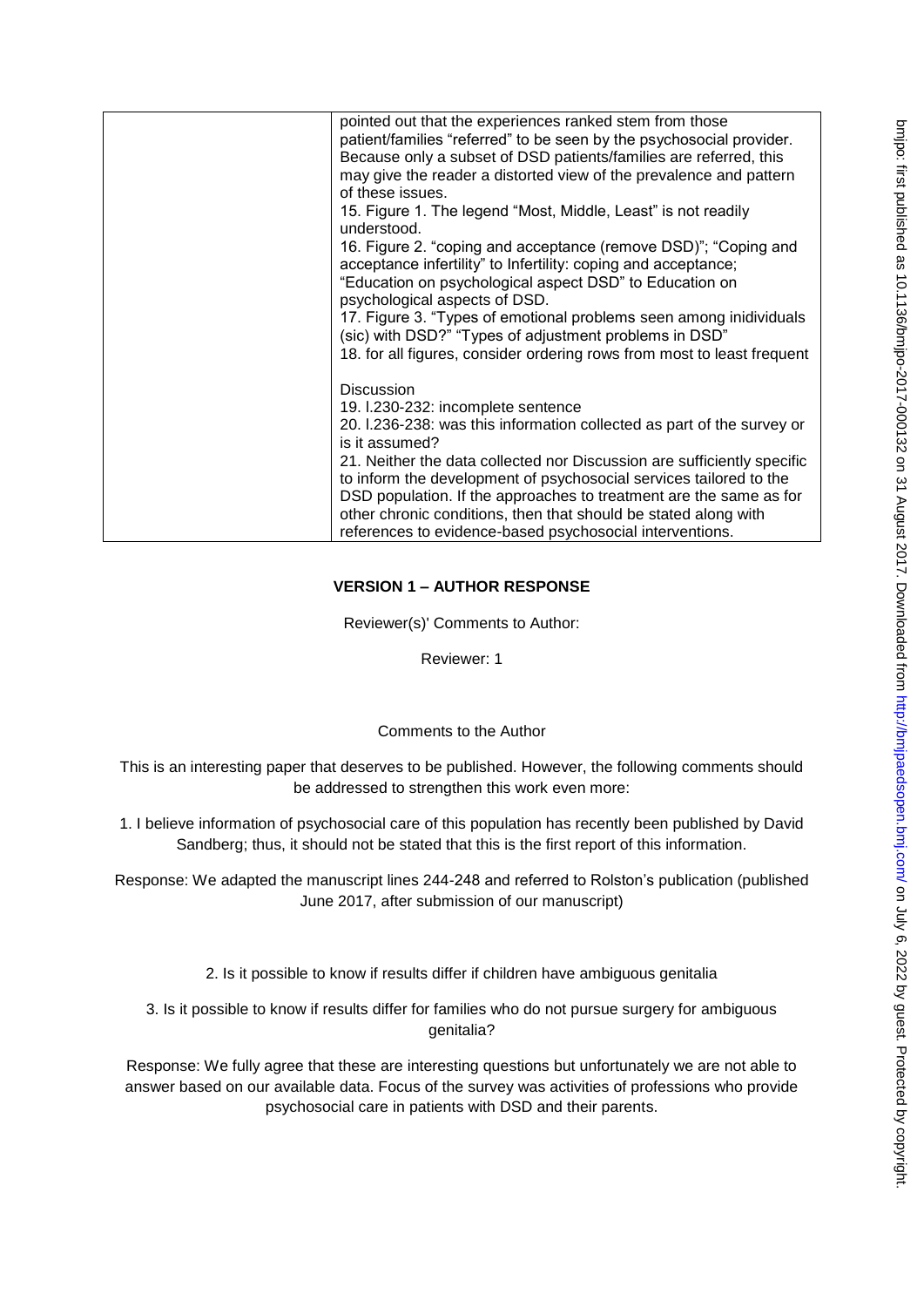| | pointed out that the experiences ranked stem from those patient/families "referred" to be seen by the psychosocial provider. Because only a subset of DSD patients/families are referred, this may give the reader a distorted view of the prevalence and pattern of these issues.<br>15. Figure 1. The legend "Most, Middle, Least" is not readily understood.<br>16. Figure 2. "coping and acceptance (remove DSD)"; "Coping and acceptance infertility" to Infertility: coping and acceptance; "Education on psychological aspect DSD" to Education on psychological aspects of DSD.<br>17. Figure 3. "Types of emotional problems seen among inidividuals (sic) with DSD?" "Types of adjustment problems in DSD"<br>18. for all figures, consider ordering rows from most to least frequent<br><br>Discussion<br>19. l.230-232: incomplete sentence<br>20. l.236-238: was this information collected as part of the survey or is it assumed?<br>21. Neither the data collected nor Discussion are sufficiently specific to inform the development of psychosocial services tailored to the DSD population. If the approaches to treatment are the same as for other chronic conditions, then that should be stated along with references to evidence-based psychosocial interventions. |
|---|---|

**VERSION 1 – AUTHOR RESPONSE**

Reviewer(s)' Comments to Author:

Reviewer: 1

Comments to the Author

This is an interesting paper that deserves to be published. However, the following comments should be addressed to strengthen this work even more:

1. I believe information of psychosocial care of this population has recently been published by David Sandberg; thus, it should not be stated that this is the first report of this information.

Response: We adapted the manuscript lines 244-248 and referred to Rolston's publication (published June 2017, after submission of our manuscript)

2. Is it possible to know if results differ if children have ambiguous genitalia

3. Is it possible to know if results differ for families who do not pursue surgery for ambiguous genitalia?

Response: We fully agree that these are interesting questions but unfortunately we are not able to answer based on our available data. Focus of the survey was activities of professions who provide psychosocial care in patients with DSD and their parents.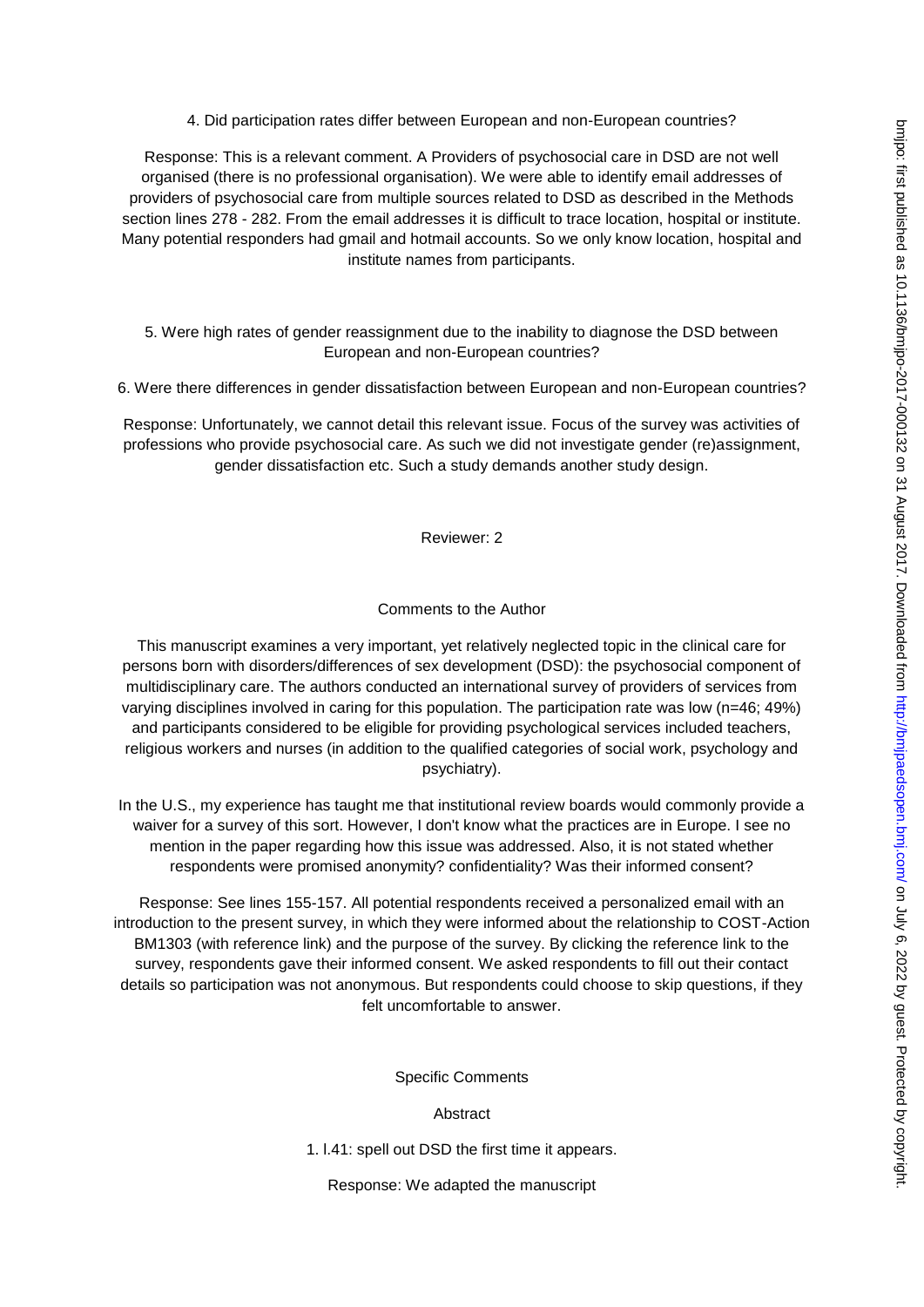4. Did participation rates differ between European and non-European countries?

Response: This is a relevant comment. A Providers of psychosocial care in DSD are not well organised (there is no professional organisation). We were able to identify email addresses of providers of psychosocial care from multiple sources related to DSD as described in the Methods section lines 278 - 282. From the email addresses it is difficult to trace location, hospital or institute. Many potential responders had gmail and hotmail accounts. So we only know location, hospital and institute names from participants.

5. Were high rates of gender reassignment due to the inability to diagnose the DSD between European and non-European countries?

6. Were there differences in gender dissatisfaction between European and non-European countries?

Response: Unfortunately, we cannot detail this relevant issue. Focus of the survey was activities of professions who provide psychosocial care. As such we did not investigate gender (re)assignment, gender dissatisfaction etc. Such a study demands another study design.

Reviewer: 2

Comments to the Author

This manuscript examines a very important, yet relatively neglected topic in the clinical care for persons born with disorders/differences of sex development (DSD): the psychosocial component of multidisciplinary care. The authors conducted an international survey of providers of services from varying disciplines involved in caring for this population. The participation rate was low (n=46; 49%) and participants considered to be eligible for providing psychological services included teachers, religious workers and nurses (in addition to the qualified categories of social work, psychology and psychiatry).

In the U.S., my experience has taught me that institutional review boards would commonly provide a waiver for a survey of this sort. However, I don't know what the practices are in Europe. I see no mention in the paper regarding how this issue was addressed. Also, it is not stated whether respondents were promised anonymity? confidentiality? Was their informed consent?

Response: See lines 155-157. All potential respondents received a personalized email with an introduction to the present survey, in which they were informed about the relationship to COST-Action BM1303 (with reference link) and the purpose of the survey. By clicking the reference link to the survey, respondents gave their informed consent. We asked respondents to fill out their contact details so participation was not anonymous. But respondents could choose to skip questions, if they felt uncomfortable to answer.

Specific Comments

Abstract

1. l.41: spell out DSD the first time it appears.

Response: We adapted the manuscript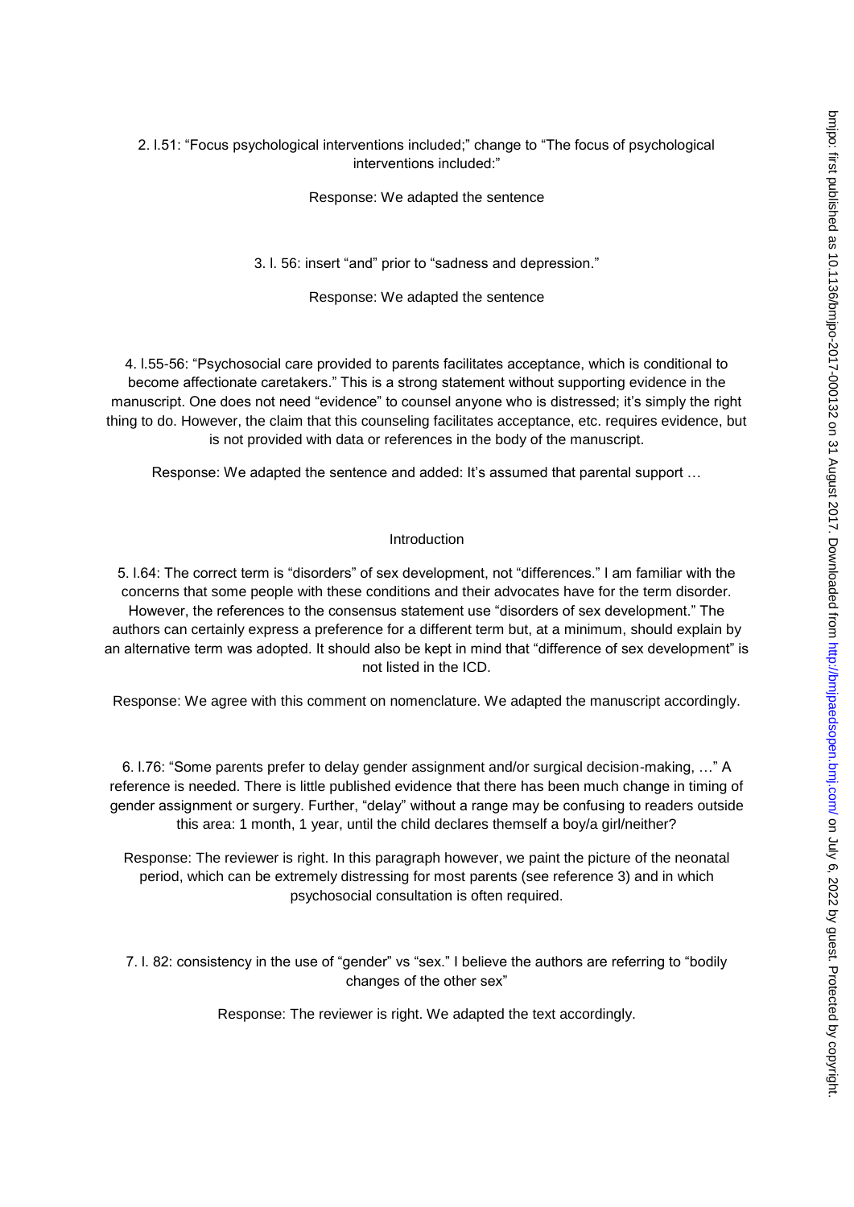2. l.51: “Focus psychological interventions included;” change to “The focus of psychological interventions included:”

Response: We adapted the sentence

3. l. 56: insert “and” prior to “sadness and depression.”

Response: We adapted the sentence

4. l.55-56: “Psychosocial care provided to parents facilitates acceptance, which is conditional to become affectionate caretakers.” This is a strong statement without supporting evidence in the manuscript. One does not need “evidence” to counsel anyone who is distressed; it’s simply the right thing to do. However, the claim that this counseling facilitates acceptance, etc. requires evidence, but is not provided with data or references in the body of the manuscript.

Response: We adapted the sentence and added: It’s assumed that parental support …

## Introduction

5. l.64: The correct term is “disorders” of sex development, not “differences.” I am familiar with the concerns that some people with these conditions and their advocates have for the term disorder. However, the references to the consensus statement use “disorders of sex development.” The authors can certainly express a preference for a different term but, at a minimum, should explain by an alternative term was adopted. It should also be kept in mind that “difference of sex development” is not listed in the ICD.

Response: We agree with this comment on nomenclature. We adapted the manuscript accordingly.

6. l.76: “Some parents prefer to delay gender assignment and/or surgical decision-making, …” A reference is needed. There is little published evidence that there has been much change in timing of gender assignment or surgery. Further, “delay” without a range may be confusing to readers outside this area: 1 month, 1 year, until the child declares themself a boy/a girl/neither?

Response: The reviewer is right. In this paragraph however, we paint the picture of the neonatal period, which can be extremely distressing for most parents (see reference 3) and in which psychosocial consultation is often required.

7. l. 82: consistency in the use of “gender” vs “sex.” I believe the authors are referring to “bodily changes of the other sex”

Response: The reviewer is right. We adapted the text accordingly.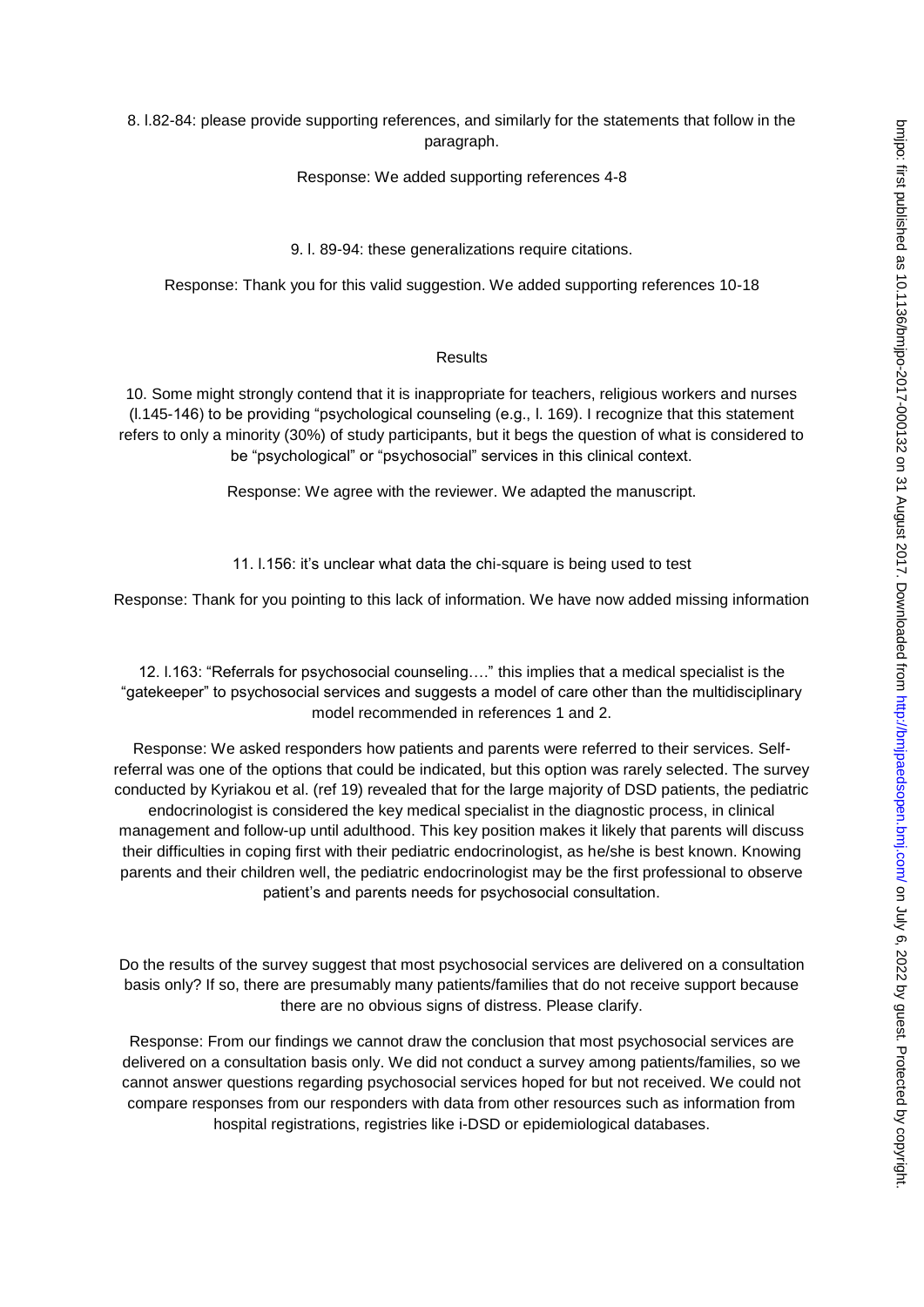8. l.82-84: please provide supporting references, and similarly for the statements that follow in the paragraph.

Response: We added supporting references 4-8

9. l. 89-94: these generalizations require citations.

Response: Thank you for this valid suggestion. We added supporting references 10-18

## Results

10. Some might strongly contend that it is inappropriate for teachers, religious workers and nurses (l.145-146) to be providing "psychological counseling (e.g., l. 169). I recognize that this statement refers to only a minority (30%) of study participants, but it begs the question of what is considered to be "psychological" or "psychosocial" services in this clinical context.

Response: We agree with the reviewer. We adapted the manuscript.

11. l.156: it's unclear what data the chi-square is being used to test

Response: Thank for you pointing to this lack of information. We have now added missing information

12. l.163: "Referrals for psychosocial counseling…." this implies that a medical specialist is the "gatekeeper" to psychosocial services and suggests a model of care other than the multidisciplinary model recommended in references 1 and 2.

Response: We asked responders how patients and parents were referred to their services. Self-referral was one of the options that could be indicated, but this option was rarely selected. The survey conducted by Kyriakou et al. (ref 19) revealed that for the large majority of DSD patients, the pediatric endocrinologist is considered the key medical specialist in the diagnostic process, in clinical management and follow-up until adulthood. This key position makes it likely that parents will discuss their difficulties in coping first with their pediatric endocrinologist, as he/she is best known. Knowing parents and their children well, the pediatric endocrinologist may be the first professional to observe patient's and parents needs for psychosocial consultation.

Do the results of the survey suggest that most psychosocial services are delivered on a consultation basis only? If so, there are presumably many patients/families that do not receive support because there are no obvious signs of distress. Please clarify.

Response: From our findings we cannot draw the conclusion that most psychosocial services are delivered on a consultation basis only. We did not conduct a survey among patients/families, so we cannot answer questions regarding psychosocial services hoped for but not received. We could not compare responses from our responders with data from other resources such as information from hospital registrations, registries like i-DSD or epidemiological databases.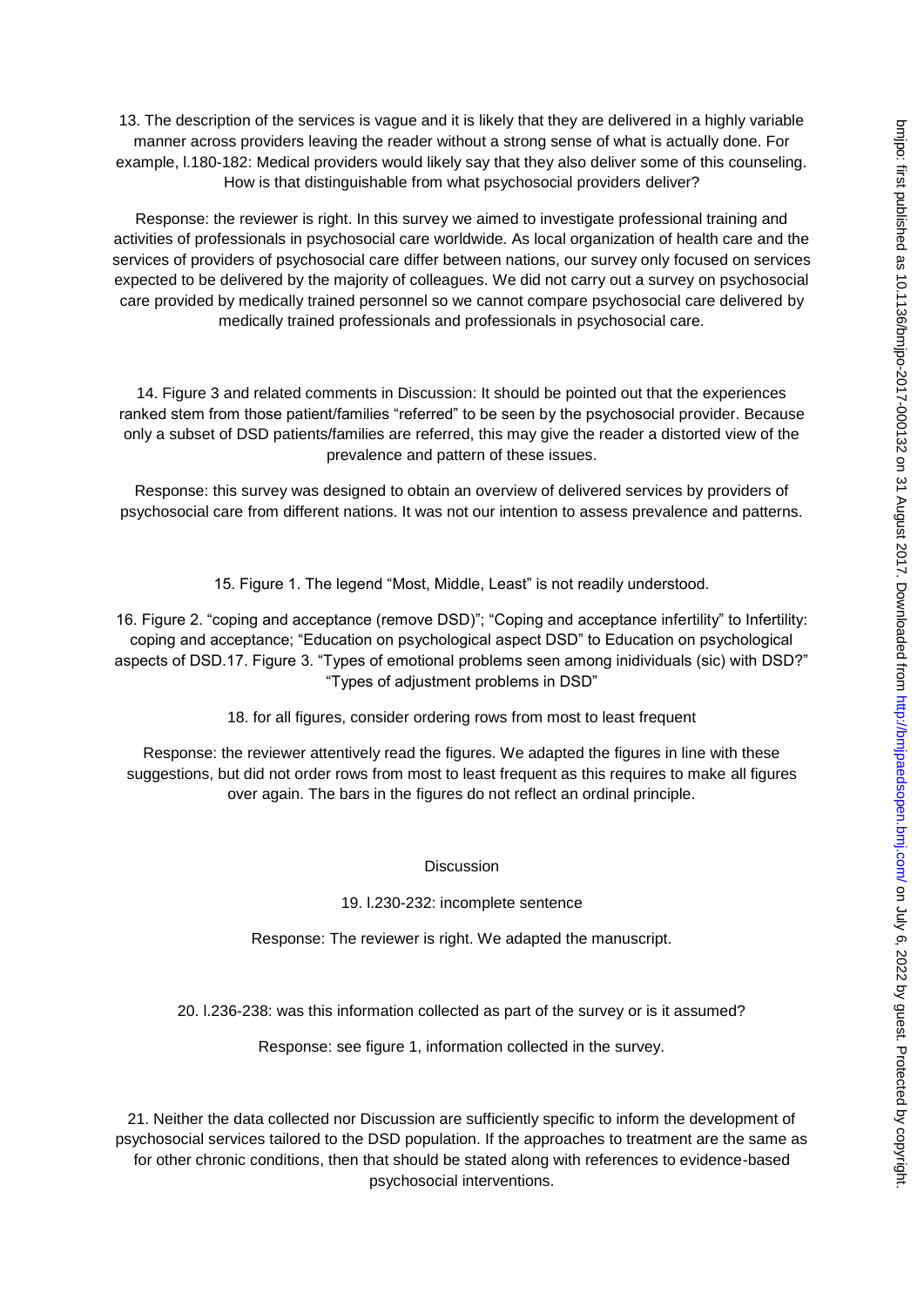13. The description of the services is vague and it is likely that they are delivered in a highly variable manner across providers leaving the reader without a strong sense of what is actually done. For example, l.180-182: Medical providers would likely say that they also deliver some of this counseling. How is that distinguishable from what psychosocial providers deliver?

Response: the reviewer is right. In this survey we aimed to investigate professional training and activities of professionals in psychosocial care worldwide. As local organization of health care and the services of providers of psychosocial care differ between nations, our survey only focused on services expected to be delivered by the majority of colleagues. We did not carry out a survey on psychosocial care provided by medically trained personnel so we cannot compare psychosocial care delivered by medically trained professionals and professionals in psychosocial care.

14. Figure 3 and related comments in Discussion: It should be pointed out that the experiences ranked stem from those patient/families "referred" to be seen by the psychosocial provider. Because only a subset of DSD patients/families are referred, this may give the reader a distorted view of the prevalence and pattern of these issues.

Response: this survey was designed to obtain an overview of delivered services by providers of psychosocial care from different nations. It was not our intention to assess prevalence and patterns.

15. Figure 1. The legend "Most, Middle, Least" is not readily understood.

16. Figure 2. "coping and acceptance (remove DSD)"; "Coping and acceptance infertility" to Infertility: coping and acceptance; "Education on psychological aspect DSD" to Education on psychological aspects of DSD.17. Figure 3. "Types of emotional problems seen among inidividuals (sic) with DSD?" "Types of adjustment problems in DSD"

18. for all figures, consider ordering rows from most to least frequent

Response: the reviewer attentively read the figures. We adapted the figures in line with these suggestions, but did not order rows from most to least frequent as this requires to make all figures over again. The bars in the figures do not reflect an ordinal principle.

Discussion

19. l.230-232: incomplete sentence

Response: The reviewer is right. We adapted the manuscript.

20. l.236-238: was this information collected as part of the survey or is it assumed?

Response: see figure 1, information collected in the survey.

21. Neither the data collected nor Discussion are sufficiently specific to inform the development of psychosocial services tailored to the DSD population. If the approaches to treatment are the same as for other chronic conditions, then that should be stated along with references to evidence-based psychosocial interventions.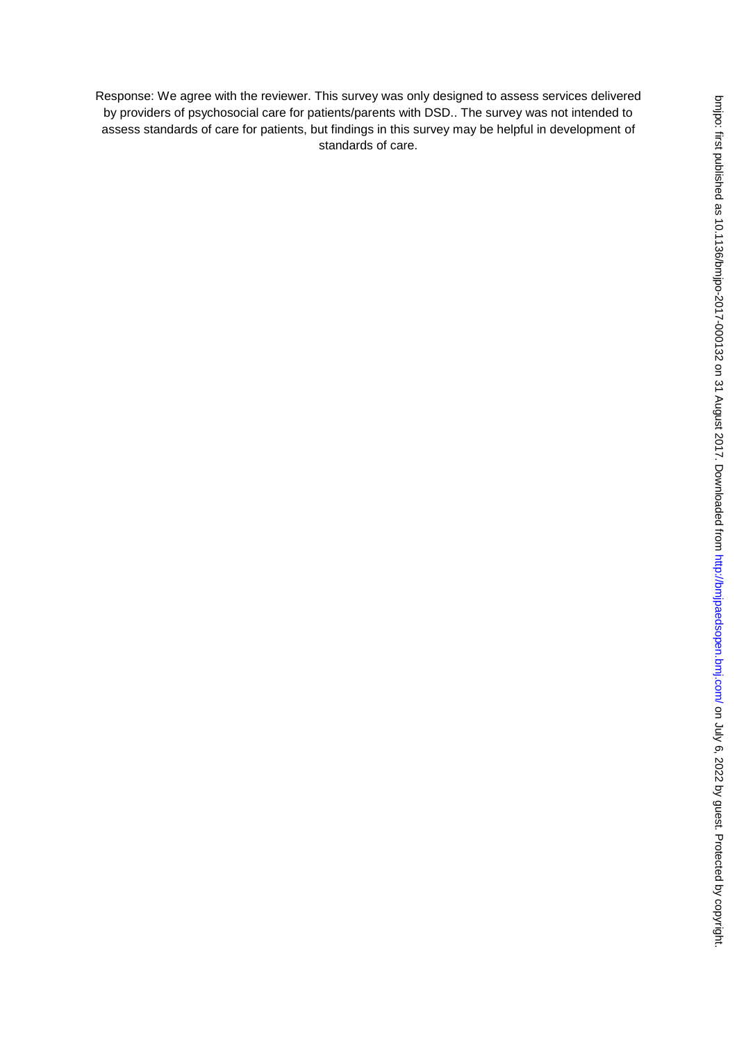Response: We agree with the reviewer. This survey was only designed to assess services delivered by providers of psychosocial care for patients/parents with DSD.. The survey was not intended to assess standards of care for patients, but findings in this survey may be helpful in development of standards of care.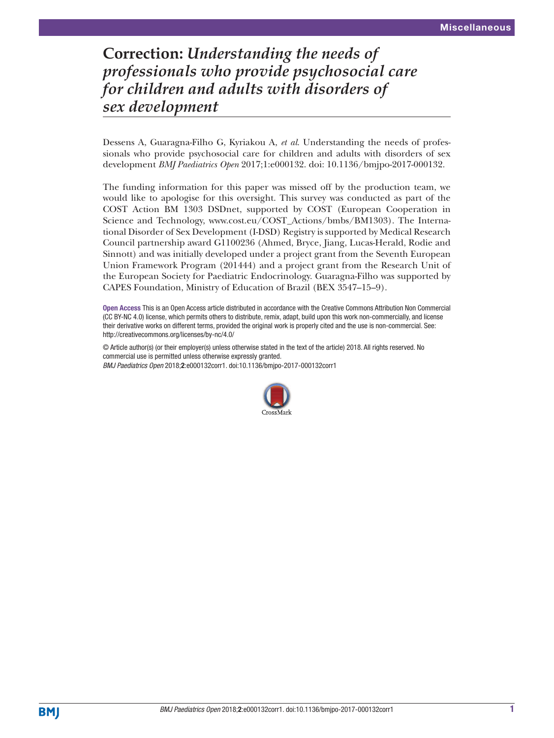# Correction: *Understanding the needs of professionals who provide psychosocial care for children and adults with disorders of sex development*

Dessens A, Guaragna-Filho G, Kyriakou A, *et al*. Understanding the needs of professionals who provide psychosocial care for children and adults with disorders of sex development *BMJ Paediatrics Open* 2017;1:e000132. doi: 10.1136/bmjpo-2017-000132.

The funding information for this paper was missed off by the production team, we would like to apologise for this oversight. This survey was conducted as part of the COST Action BM 1303 DSDnet, supported by COST (European Cooperation in Science and Technology, www.cost.eu/COST_Actions/bmbs/BM1303). The International Disorder of Sex Development (I-DSD) Registry is supported by Medical Research Council partnership award G1100236 (Ahmed, Bryce, Jiang, Lucas-Herald, Rodie and Sinnott) and was initially developed under a project grant from the Seventh European Union Framework Program (201444) and a project grant from the Research Unit of the European Society for Paediatric Endocrinology. Guaragna-Filho was supported by CAPES Foundation, Ministry of Education of Brazil (BEX 3547–15–9).

**Open Access** This is an Open Access article distributed in accordance with the Creative Commons Attribution Non Commercial (CC BY-NC 4.0) license, which permits others to distribute, remix, adapt, build upon this work non-commercially, and license their derivative works on different terms, provided the original work is properly cited and the use is non-commercial. See: http://creativecommons.org/licenses/by-nc/4.0/

© Article author(s) (or their employer(s) unless otherwise stated in the text of the article) 2018. All rights reserved. No commercial use is permitted unless otherwise expressly granted.

*BMJ Paediatrics Open* 2018;**2**:e000132corr1. doi:10.1136/bmjpo-2017-000132corr1